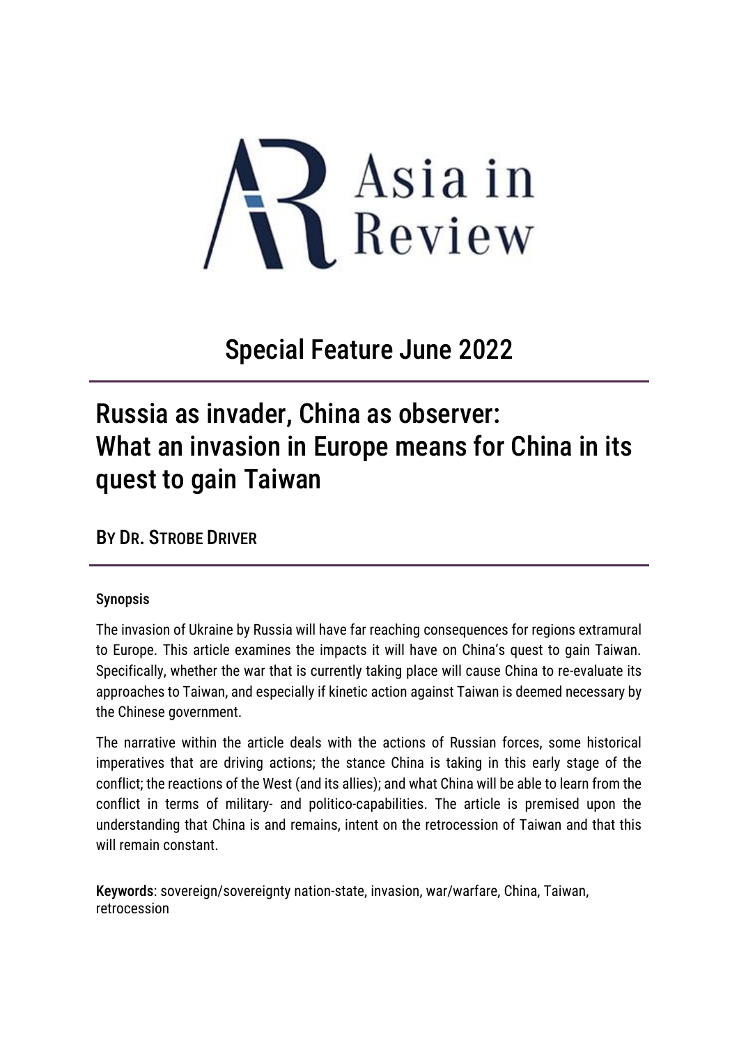Asia in Review

## Special Feature June 2022

# Russia as invader, China as observer: What an invasion in Europe means for China in its quest to gain Taiwan

### By Dr. Strobe Driver

#### Synopsis

The invasion of Ukraine by Russia will have far reaching consequences for regions extramural to Europe. This article examines the impacts it will have on China's quest to gain Taiwan. Specifically, whether the war that is currently taking place will cause China to re-evaluate its approaches to Taiwan, and especially if kinetic action against Taiwan is deemed necessary by the Chinese government.

The narrative within the article deals with the actions of Russian forces, some historical imperatives that are driving actions; the stance China is taking in this early stage of the conflict; the reactions of the West (and its allies); and what China will be able to learn from the conflict in terms of military- and politico-capabilities. The article is premised upon the understanding that China is and remains, intent on the retrocession of Taiwan and that this will remain constant.

**Keywords**: sovereign/sovereignty nation-state, invasion, war/warfare, China, Taiwan, retrocession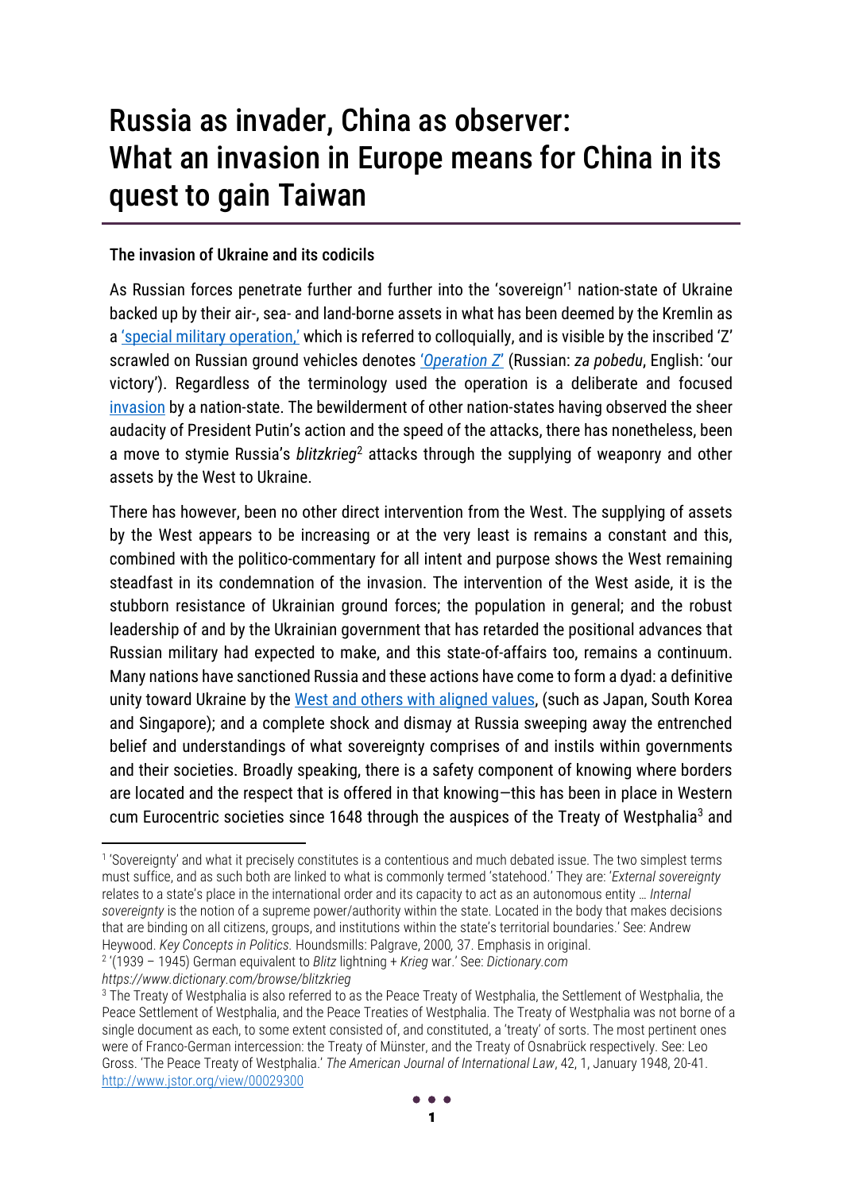# Russia as invader, China as observer: What an invasion in Europe means for China in its quest to gain Taiwan

### The invasion of Ukraine and its codicils

As Russian forces penetrate further and further into the 'sovereign'[1] nation-state of Ukraine backed up by their air-, sea- and land-borne assets in what has been deemed by the Kremlin as a ['special military operation,'] which is referred to colloquially, and is visible by the inscribed 'Z' scrawled on Russian ground vehicles denotes ['*Operation Z*'] (Russian: ***za pobedu***, English: 'our victory'). Regardless of the terminology used the operation is a deliberate and focused [invasion] by a nation-state. The bewilderment of other nation-states having observed the sheer audacity of President Putin's action and the speed of the attacks, there has nonetheless, been a move to stymie Russia's *blitzkrieg*[2] attacks through the supplying of weaponry and other assets by the West to Ukraine.

There has however, been no other direct intervention from the West. The supplying of assets by the West appears to be increasing or at the very least is remains a constant and this, combined with the politico-commentary for all intent and purpose shows the West remaining steadfast in its condemnation of the invasion. The intervention of the West aside, it is the stubborn resistance of Ukrainian ground forces; the population in general; and the robust leadership of and by the Ukrainian government that has retarded the positional advances that Russian military had expected to make, and this state-of-affairs too, remains a continuum. Many nations have sanctioned Russia and these actions have come to form a dyad: a definitive unity toward Ukraine by the [West and others with aligned values], (such as Japan, South Korea and Singapore); and a complete shock and dismay at Russia sweeping away the entrenched belief and understandings of what sovereignty comprises of and instils within governments and their societies. Broadly speaking, there is a safety component of knowing where borders are located and the respect that is offered in that knowing—this has been in place in Western cum Eurocentric societies since 1648 through the auspices of the Treaty of Westphalia[3] and

---

[1] 'Sovereignty' and what it precisely constitutes is a contentious and much debated issue. The two simplest terms must suffice, and as such both are linked to what is commonly termed 'statehood.' They are: '*External sovereignty* relates to a state's place in the international order and its capacity to act as an autonomous entity … *Internal sovereignty* is the notion of a supreme power/authority within the state. Located in the body that makes decisions that are binding on all citizens, groups, and institutions within the state's territorial boundaries.' See: Andrew Heywood. *Key Concepts in Politics.* Houndsmills: Palgrave, 2000, 37. Emphasis in original.

[2] '(1939 – 1945) German equivalent to *Blitz* lightning + *Krieg* war.' See: *Dictionary.com* *https://www.dictionary.com/browse/blitzkrieg*

[3] The Treaty of Westphalia is also referred to as the Peace Treaty of Westphalia, the Settlement of Westphalia, the Peace Settlement of Westphalia, and the Peace Treaties of Westphalia. The Treaty of Westphalia was not borne of a single document as each, to some extent consisted of, and constituted, a 'treaty' of sorts. The most pertinent ones were of Franco-German intercession: the Treaty of Münster, and the Treaty of Osnabrück respectively. See: Leo Gross. 'The Peace Treaty of Westphalia.' *The American Journal of International Law*, 42, 1, January 1948, 20-41. http://www.jstor.org/view/00029300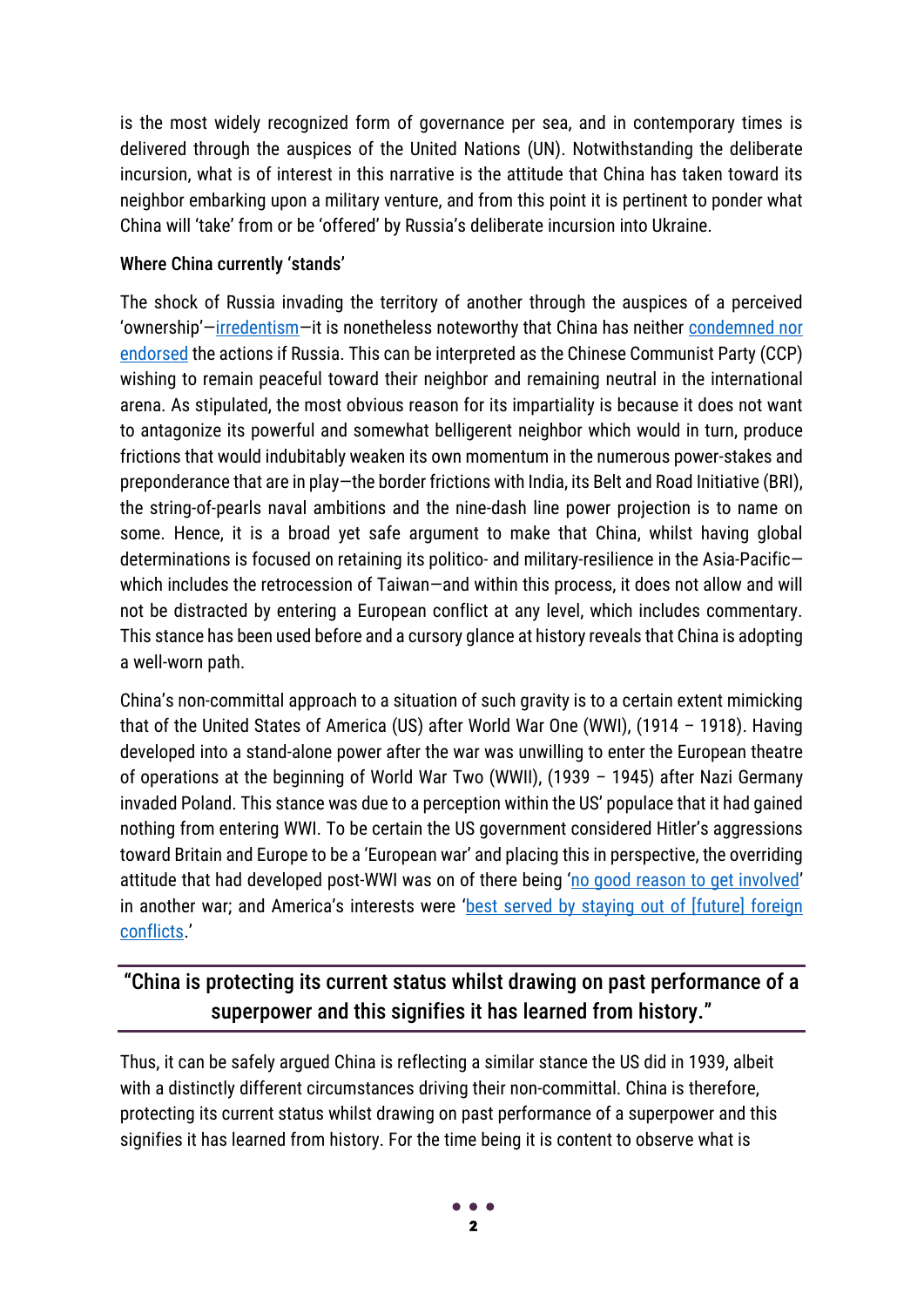is the most widely recognized form of governance per sea, and in contemporary times is delivered through the auspices of the United Nations (UN). Notwithstanding the deliberate incursion, what is of interest in this narrative is the attitude that China has taken toward its neighbor embarking upon a military venture, and from this point it is pertinent to ponder what China will 'take' from or be 'offered' by Russia's deliberate incursion into Ukraine.

### Where China currently 'stands'

The shock of Russia invading the territory of another through the auspices of a perceived 'ownership'—irredentism—it is nonetheless noteworthy that China has neither condemned nor endorsed the actions if Russia. This can be interpreted as the Chinese Communist Party (CCP) wishing to remain peaceful toward their neighbor and remaining neutral in the international arena. As stipulated, the most obvious reason for its impartiality is because it does not want to antagonize its powerful and somewhat belligerent neighbor which would in turn, produce frictions that would indubitably weaken its own momentum in the numerous power-stakes and preponderance that are in play—the border frictions with India, its Belt and Road Initiative (BRI), the string-of-pearls naval ambitions and the nine-dash line power projection is to name on some. Hence, it is a broad yet safe argument to make that China, whilst having global determinations is focused on retaining its politico- and military-resilience in the Asia-Pacific—which includes the retrocession of Taiwan—and within this process, it does not allow and will not be distracted by entering a European conflict at any level, which includes commentary. This stance has been used before and a cursory glance at history reveals that China is adopting a well-worn path.

China's non-committal approach to a situation of such gravity is to a certain extent mimicking that of the United States of America (US) after World War One (WWI), (1914 – 1918). Having developed into a stand-alone power after the war was unwilling to enter the European theatre of operations at the beginning of World War Two (WWII), (1939 – 1945) after Nazi Germany invaded Poland. This stance was due to a perception within the US' populace that it had gained nothing from entering WWI. To be certain the US government considered Hitler's aggressions toward Britain and Europe to be a 'European war' and placing this in perspective, the overriding attitude that had developed post-WWI was on of there being 'no good reason to get involved' in another war; and America's interests were 'best served by staying out of [future] foreign conflicts.'

> **"China is protecting its current status whilst drawing on past performance of a superpower and this signifies it has learned from history."**

Thus, it can be safely argued China is reflecting a similar stance the US did in 1939, albeit with a distinctly different circumstances driving their non-committal. China is therefore, protecting its current status whilst drawing on past performance of a superpower and this signifies it has learned from history. For the time being it is content to observe what is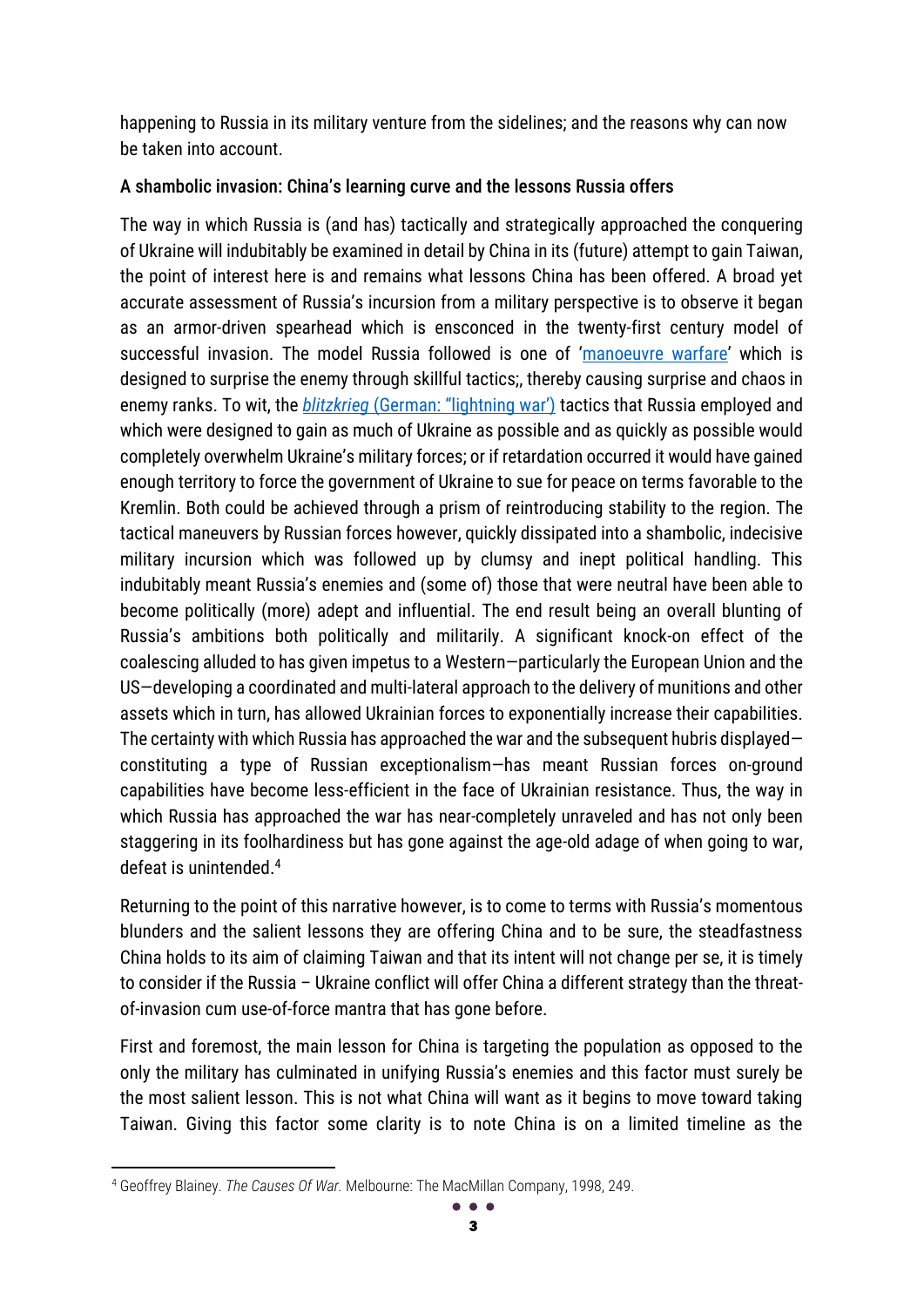happening to Russia in its military venture from the sidelines; and the reasons why can now be taken into account.

**A shambolic invasion: China's learning curve and the lessons Russia offers**

The way in which Russia is (and has) tactically and strategically approached the conquering of Ukraine will indubitably be examined in detail by China in its (future) attempt to gain Taiwan, the point of interest here is and remains what lessons China has been offered. A broad yet accurate assessment of Russia's incursion from a military perspective is to observe it began as an armor-driven spearhead which is ensconced in the twenty-first century model of successful invasion. The model Russia followed is one of 'manoeuvre warfare' which is designed to surprise the enemy through skillful tactics;, thereby causing surprise and chaos in enemy ranks. To wit, the *blitzkrieg* (German: "lightning war") tactics that Russia employed and which were designed to gain as much of Ukraine as possible and as quickly as possible would completely overwhelm Ukraine's military forces; or if retardation occurred it would have gained enough territory to force the government of Ukraine to sue for peace on terms favorable to the Kremlin. Both could be achieved through a prism of reintroducing stability to the region. The tactical maneuvers by Russian forces however, quickly dissipated into a shambolic, indecisive military incursion which was followed up by clumsy and inept political handling. This indubitably meant Russia's enemies and (some of) those that were neutral have been able to become politically (more) adept and influential. The end result being an overall blunting of Russia's ambitions both politically and militarily. A significant knock-on effect of the coalescing alluded to has given impetus to a Western—particularly the European Union and the US—developing a coordinated and multi-lateral approach to the delivery of munitions and other assets which in turn, has allowed Ukrainian forces to exponentially increase their capabilities. The certainty with which Russia has approached the war and the subsequent hubris displayed—constituting a type of Russian exceptionalism—has meant Russian forces on-ground capabilities have become less-efficient in the face of Ukrainian resistance. Thus, the way in which Russia has approached the war has near-completely unraveled and has not only been staggering in its foolhardiness but has gone against the age-old adage of when going to war, defeat is unintended.[4]

Returning to the point of this narrative however, is to come to terms with Russia's momentous blunders and the salient lessons they are offering China and to be sure, the steadfastness China holds to its aim of claiming Taiwan and that its intent will not change per se, it is timely to consider if the Russia – Ukraine conflict will offer China a different strategy than the threat-of-invasion cum use-of-force mantra that has gone before.

First and foremost, the main lesson for China is targeting the population as opposed to the only the military has culminated in unifying Russia's enemies and this factor must surely be the most salient lesson. This is not what China will want as it begins to move toward taking Taiwan. Giving this factor some clarity is to note China is on a limited timeline as the

---

[4] Geoffrey Blainey. *The Causes Of War.* Melbourne: The MacMillan Company, 1998, 249.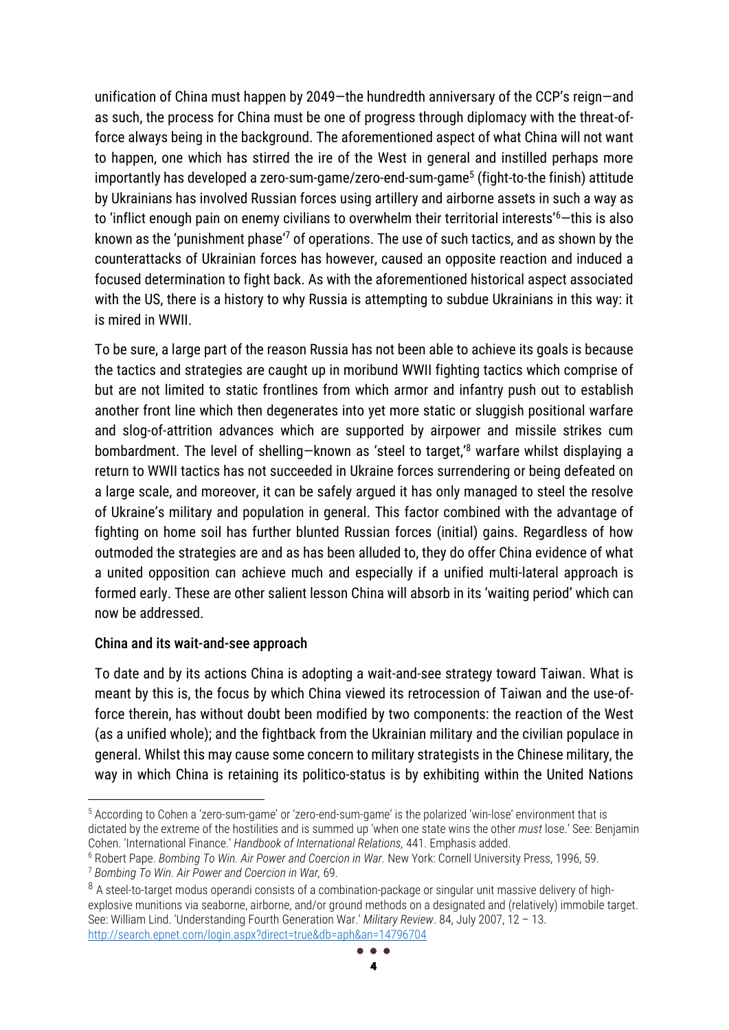unification of China must happen by 2049—the hundredth anniversary of the CCP's reign—and as such, the process for China must be one of progress through diplomacy with the threat-of-force always being in the background. The aforementioned aspect of what China will not want to happen, one which has stirred the ire of the West in general and instilled perhaps more importantly has developed a zero-sum-game/zero-end-sum-game[5] (fight-to-the finish) attitude by Ukrainians has involved Russian forces using artillery and airborne assets in such a way as to 'inflict enough pain on enemy civilians to overwhelm their territorial interests'[6]—this is also known as the 'punishment phase'[7] of operations. The use of such tactics, and as shown by the counterattacks of Ukrainian forces has however, caused an opposite reaction and induced a focused determination to fight back. As with the aforementioned historical aspect associated with the US, there is a history to why Russia is attempting to subdue Ukrainians in this way: it is mired in WWII.

To be sure, a large part of the reason Russia has not been able to achieve its goals is because the tactics and strategies are caught up in moribund WWII fighting tactics which comprise of but are not limited to static frontlines from which armor and infantry push out to establish another front line which then degenerates into yet more static or sluggish positional warfare and slog-of-attrition advances which are supported by airpower and missile strikes cum bombardment. The level of shelling—known as 'steel to target,'[8] warfare whilst displaying a return to WWII tactics has not succeeded in Ukraine forces surrendering or being defeated on a large scale, and moreover, it can be safely argued it has only managed to steel the resolve of Ukraine's military and population in general. This factor combined with the advantage of fighting on home soil has further blunted Russian forces (initial) gains. Regardless of how outmoded the strategies are and as has been alluded to, they do offer China evidence of what a united opposition can achieve much and especially if a unified multi-lateral approach is formed early. These are other salient lesson China will absorb in its 'waiting period' which can now be addressed.

### China and its wait-and-see approach

To date and by its actions China is adopting a wait-and-see strategy toward Taiwan. What is meant by this is, the focus by which China viewed its retrocession of Taiwan and the use-of-force therein, has without doubt been modified by two components: the reaction of the West (as a unified whole); and the fightback from the Ukrainian military and the civilian populace in general. Whilst this may cause some concern to military strategists in the Chinese military, the way in which China is retaining its politico-status is by exhibiting within the United Nations

---

[5] According to Cohen a 'zero-sum-game' or 'zero-end-sum-game' is the polarized 'win-lose' environment that is dictated by the extreme of the hostilities and is summed up 'when one state wins the other *must* lose.' See: Benjamin Cohen. 'International Finance.' *Handbook of International Relations,* 441. Emphasis added.

[6] Robert Pape. *Bombing To Win. Air Power and Coercion in War.* New York: Cornell University Press, 1996, 59.

[7] *Bombing To Win. Air Power and Coercion in War,* 69.

[8] A steel-to-target modus operandi consists of a combination-package or singular unit massive delivery of high-explosive munitions via seaborne, airborne, and/or ground methods on a designated and (relatively) immobile target. See: William Lind. 'Understanding Fourth Generation War.' *Military Review*. 84, July 2007, 12 – 13. http://search.epnet.com/login.aspx?direct=true&db=aph&an=14796704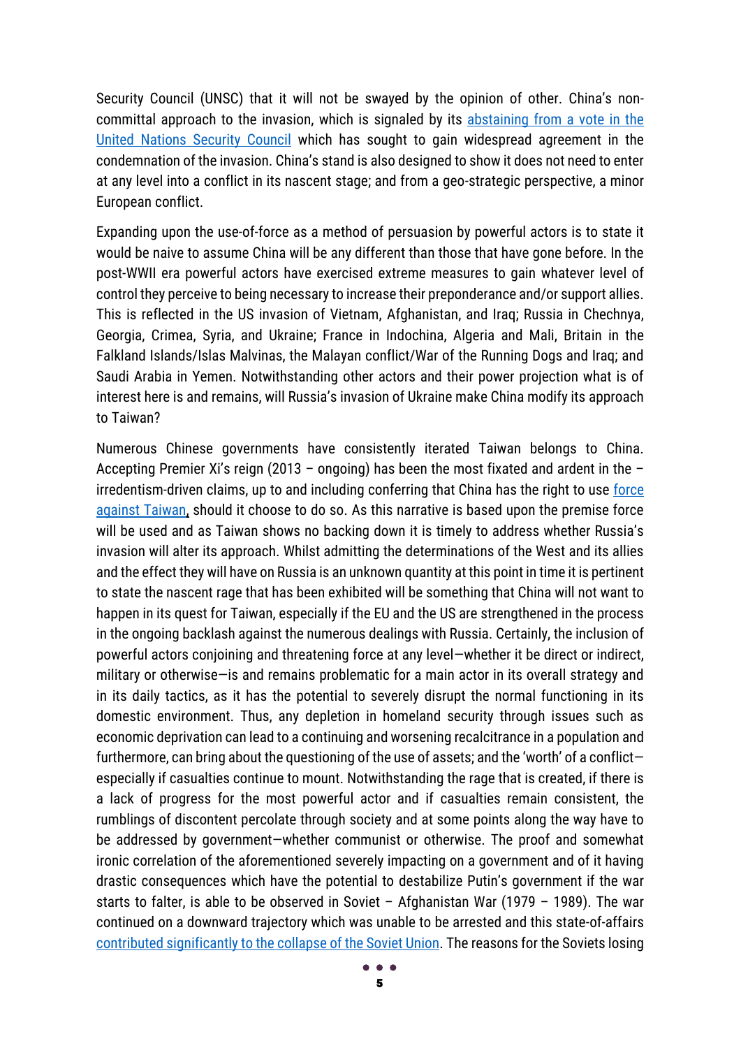Security Council (UNSC) that it will not be swayed by the opinion of other. China's non-committal approach to the invasion, which is signaled by its abstaining from a vote in the United Nations Security Council which has sought to gain widespread agreement in the condemnation of the invasion. China's stand is also designed to show it does not need to enter at any level into a conflict in its nascent stage; and from a geo-strategic perspective, a minor European conflict.

Expanding upon the use-of-force as a method of persuasion by powerful actors is to state it would be naive to assume China will be any different than those that have gone before. In the post-WWII era powerful actors have exercised extreme measures to gain whatever level of control they perceive to being necessary to increase their preponderance and/or support allies. This is reflected in the US invasion of Vietnam, Afghanistan, and Iraq; Russia in Chechnya, Georgia, Crimea, Syria, and Ukraine; France in Indochina, Algeria and Mali, Britain in the Falkland Islands/Islas Malvinas, the Malayan conflict/War of the Running Dogs and Iraq; and Saudi Arabia in Yemen. Notwithstanding other actors and their power projection what is of interest here is and remains, will Russia's invasion of Ukraine make China modify its approach to Taiwan?

Numerous Chinese governments have consistently iterated Taiwan belongs to China. Accepting Premier Xi's reign (2013 – ongoing) has been the most fixated and ardent in the – irredentism-driven claims, up to and including conferring that China has the right to use force against Taiwan, should it choose to do so. As this narrative is based upon the premise force will be used and as Taiwan shows no backing down it is timely to address whether Russia's invasion will alter its approach. Whilst admitting the determinations of the West and its allies and the effect they will have on Russia is an unknown quantity at this point in time it is pertinent to state the nascent rage that has been exhibited will be something that China will not want to happen in its quest for Taiwan, especially if the EU and the US are strengthened in the process in the ongoing backlash against the numerous dealings with Russia. Certainly, the inclusion of powerful actors conjoining and threatening force at any level—whether it be direct or indirect, military or otherwise—is and remains problematic for a main actor in its overall strategy and in its daily tactics, as it has the potential to severely disrupt the normal functioning in its domestic environment. Thus, any depletion in homeland security through issues such as economic deprivation can lead to a continuing and worsening recalcitrance in a population and furthermore, can bring about the questioning of the use of assets; and the 'worth' of a conflict—especially if casualties continue to mount. Notwithstanding the rage that is created, if there is a lack of progress for the most powerful actor and if casualties remain consistent, the rumblings of discontent percolate through society and at some points along the way have to be addressed by government—whether communist or otherwise. The proof and somewhat ironic correlation of the aforementioned severely impacting on a government and of it having drastic consequences which have the potential to destabilize Putin's government if the war starts to falter, is able to be observed in Soviet – Afghanistan War (1979 – 1989). The war continued on a downward trajectory which was unable to be arrested and this state-of-affairs contributed significantly to the collapse of the Soviet Union. The reasons for the Soviets losing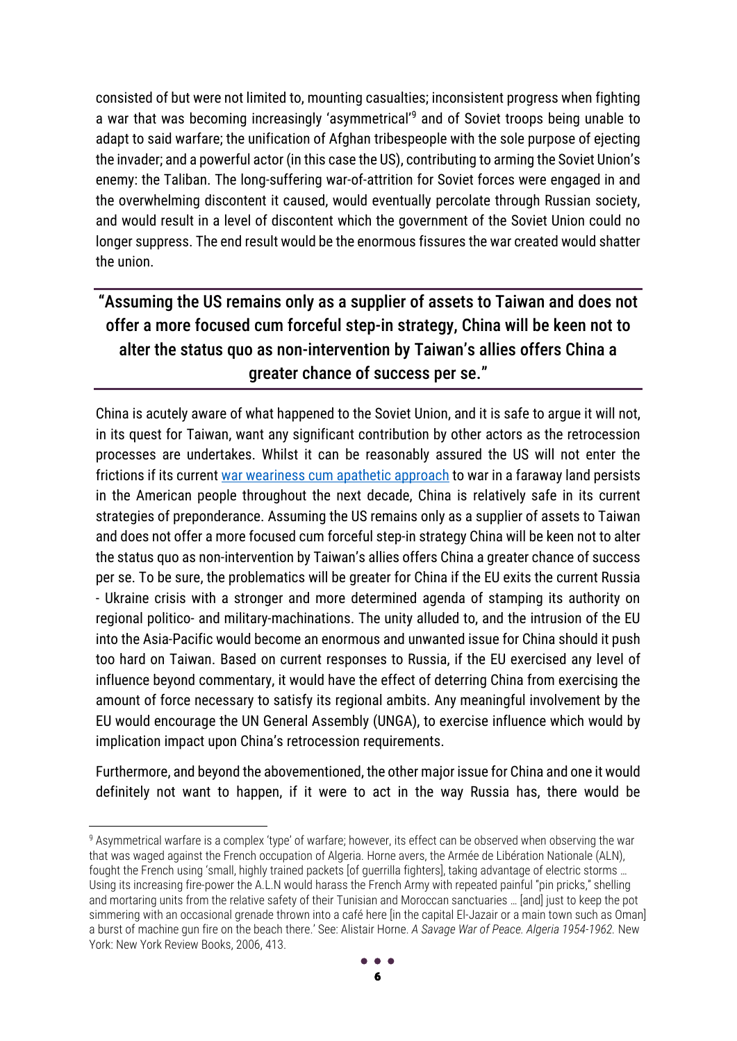consisted of but were not limited to, mounting casualties; inconsistent progress when fighting a war that was becoming increasingly 'asymmetrical'[9] and of Soviet troops being unable to adapt to said warfare; the unification of Afghan tribespeople with the sole purpose of ejecting the invader; and a powerful actor (in this case the US), contributing to arming the Soviet Union's enemy: the Taliban. The long-suffering war-of-attrition for Soviet forces were engaged in and the overwhelming discontent it caused, would eventually percolate through Russian society, and would result in a level of discontent which the government of the Soviet Union could no longer suppress. The end result would be the enormous fissures the war created would shatter the union.

> **"Assuming the US remains only as a supplier of assets to Taiwan and does not offer a more focused cum forceful step-in strategy, China will be keen not to alter the status quo as non-intervention by Taiwan's allies offers China a greater chance of success per se."**

China is acutely aware of what happened to the Soviet Union, and it is safe to argue it will not, in its quest for Taiwan, want any significant contribution by other actors as the retrocession processes are undertakes. Whilst it can be reasonably assured the US will not enter the frictions if its current war weariness cum apathetic approach to war in a faraway land persists in the American people throughout the next decade, China is relatively safe in its current strategies of preponderance. Assuming the US remains only as a supplier of assets to Taiwan and does not offer a more focused cum forceful step-in strategy China will be keen not to alter the status quo as non-intervention by Taiwan's allies offers China a greater chance of success per se. To be sure, the problematics will be greater for China if the EU exits the current Russia - Ukraine crisis with a stronger and more determined agenda of stamping its authority on regional politico- and military-machinations. The unity alluded to, and the intrusion of the EU into the Asia-Pacific would become an enormous and unwanted issue for China should it push too hard on Taiwan. Based on current responses to Russia, if the EU exercised any level of influence beyond commentary, it would have the effect of deterring China from exercising the amount of force necessary to satisfy its regional ambits. Any meaningful involvement by the EU would encourage the UN General Assembly (UNGA), to exercise influence which would by implication impact upon China's retrocession requirements.

Furthermore, and beyond the abovementioned, the other major issue for China and one it would definitely not want to happen, if it were to act in the way Russia has, there would be

---

[9] Asymmetrical warfare is a complex 'type' of warfare; however, its effect can be observed when observing the war that was waged against the French occupation of Algeria. Horne avers, the Armée de Libération Nationale (ALN), fought the French using 'small, highly trained packets [of guerrilla fighters], taking advantage of electric storms … Using its increasing fire-power the A.L.N would harass the French Army with repeated painful "pin pricks," shelling and mortaring units from the relative safety of their Tunisian and Moroccan sanctuaries … [and] just to keep the pot simmering with an occasional grenade thrown into a café here [in the capital El-Jazair or a main town such as Oman] a burst of machine gun fire on the beach there.' See: Alistair Horne. *A Savage War of Peace. Algeria 1954-1962.* New York: New York Review Books, 2006, 413.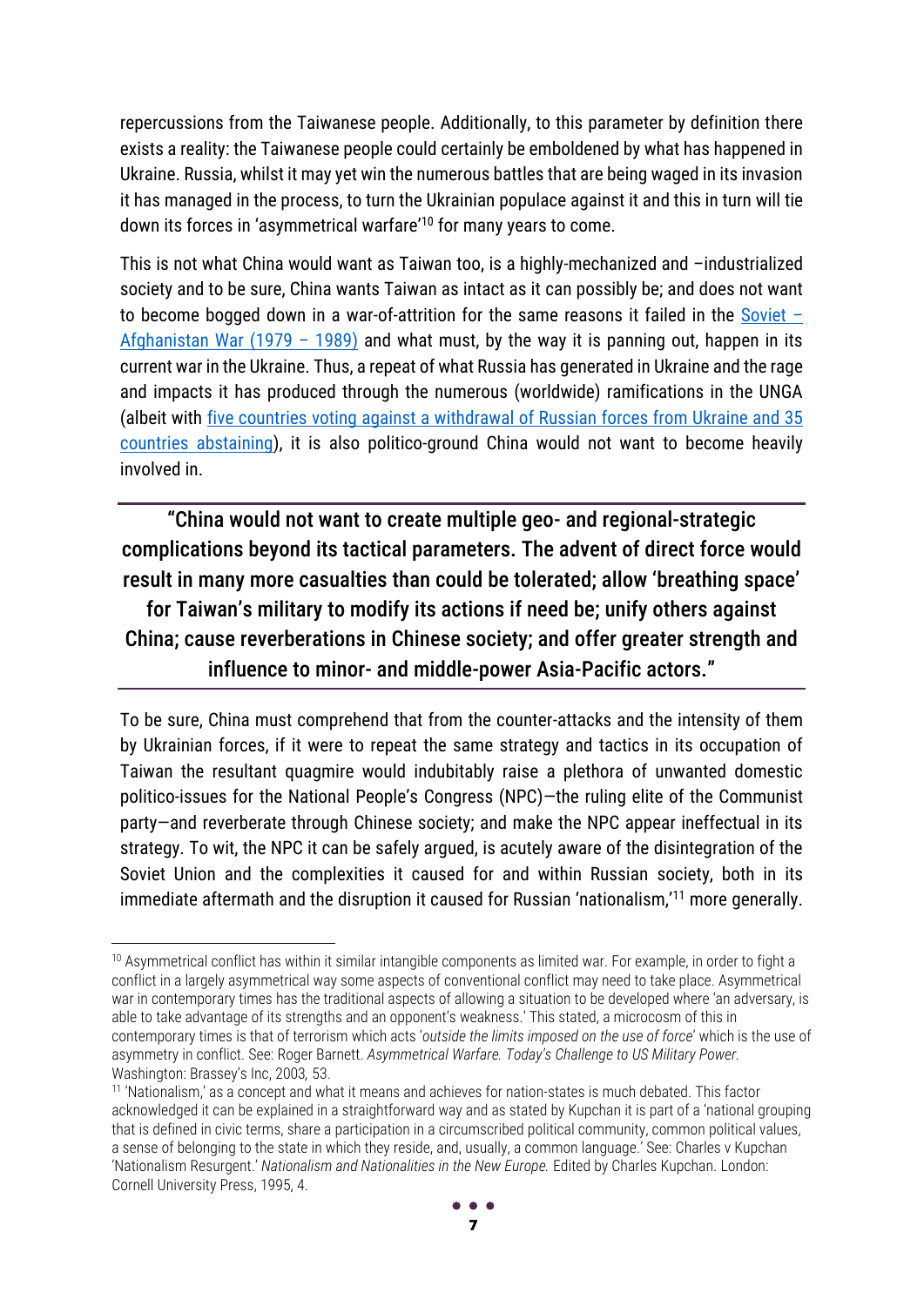repercussions from the Taiwanese people. Additionally, to this parameter by definition there exists a reality: the Taiwanese people could certainly be emboldened by what has happened in Ukraine. Russia, whilst it may yet win the numerous battles that are being waged in its invasion it has managed in the process, to turn the Ukrainian populace against it and this in turn will tie down its forces in 'asymmetrical warfare'[10] for many years to come.

This is not what China would want as Taiwan too, is a highly-mechanized and –industrialized society and to be sure, China wants Taiwan as intact as it can possibly be; and does not want to become bogged down in a war-of-attrition for the same reasons it failed in the Soviet – Afghanistan War (1979 – 1989) and what must, by the way it is panning out, happen in its current war in the Ukraine. Thus, a repeat of what Russia has generated in Ukraine and the rage and impacts it has produced through the numerous (worldwide) ramifications in the UNGA (albeit with five countries voting against a withdrawal of Russian forces from Ukraine and 35 countries abstaining), it is also politico-ground China would not want to become heavily involved in.

> **"China would not want to create multiple geo- and regional-strategic complications beyond its tactical parameters. The advent of direct force would result in many more casualties than could be tolerated; allow 'breathing space' for Taiwan's military to modify its actions if need be; unify others against China; cause reverberations in Chinese society; and offer greater strength and influence to minor- and middle-power Asia-Pacific actors."**

To be sure, China must comprehend that from the counter-attacks and the intensity of them by Ukrainian forces, if it were to repeat the same strategy and tactics in its occupation of Taiwan the resultant quagmire would indubitably raise a plethora of unwanted domestic politico-issues for the National People's Congress (NPC)—the ruling elite of the Communist party—and reverberate through Chinese society; and make the NPC appear ineffectual in its strategy. To wit, the NPC it can be safely argued, is acutely aware of the disintegration of the Soviet Union and the complexities it caused for and within Russian society, both in its immediate aftermath and the disruption it caused for Russian 'nationalism,'[11] more generally.

---

[10] Asymmetrical conflict has within it similar intangible components as limited war. For example, in order to fight a conflict in a largely asymmetrical way some aspects of conventional conflict may need to take place. Asymmetrical war in contemporary times has the traditional aspects of allowing a situation to be developed where 'an adversary, is able to take advantage of its strengths and an opponent's weakness.' This stated, a microcosm of this in contemporary times is that of terrorism which acts '*outside the limits imposed on the use of force*' which is the use of asymmetry in conflict. See: Roger Barnett. *Asymmetrical Warfare. Today's Challenge to US Military Power.* Washington: Brassey's Inc, 2003, 53.

[11] 'Nationalism,' as a concept and what it means and achieves for nation-states is much debated. This factor acknowledged it can be explained in a straightforward way and as stated by Kupchan it is part of a 'national grouping that is defined in civic terms, share a participation in a circumscribed political community, common political values, a sense of belonging to the state in which they reside, and, usually, a common language.' See: Charles v Kupchan 'Nationalism Resurgent.' *Nationalism and Nationalities in the New Europe.* Edited by Charles Kupchan. London: Cornell University Press, 1995, 4.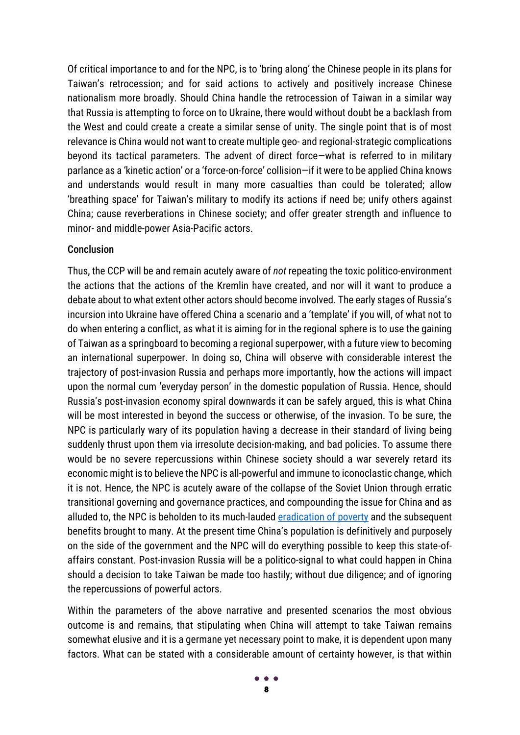Of critical importance to and for the NPC, is to 'bring along' the Chinese people in its plans for Taiwan's retrocession; and for said actions to actively and positively increase Chinese nationalism more broadly. Should China handle the retrocession of Taiwan in a similar way that Russia is attempting to force on to Ukraine, there would without doubt be a backlash from the West and could create a create a similar sense of unity. The single point that is of most relevance is China would not want to create multiple geo- and regional-strategic complications beyond its tactical parameters. The advent of direct force—what is referred to in military parlance as a 'kinetic action' or a 'force-on-force' collision—if it were to be applied China knows and understands would result in many more casualties than could be tolerated; allow 'breathing space' for Taiwan's military to modify its actions if need be; unify others against China; cause reverberations in Chinese society; and offer greater strength and influence to minor- and middle-power Asia-Pacific actors.

## Conclusion

Thus, the CCP will be and remain acutely aware of *not* repeating the toxic politico-environment the actions that the actions of the Kremlin have created, and nor will it want to produce a debate about to what extent other actors should become involved. The early stages of Russia's incursion into Ukraine have offered China a scenario and a 'template' if you will, of what not to do when entering a conflict, as what it is aiming for in the regional sphere is to use the gaining of Taiwan as a springboard to becoming a regional superpower, with a future view to becoming an international superpower. In doing so, China will observe with considerable interest the trajectory of post-invasion Russia and perhaps more importantly, how the actions will impact upon the normal cum 'everyday person' in the domestic population of Russia. Hence, should Russia's post-invasion economy spiral downwards it can be safely argued, this is what China will be most interested in beyond the success or otherwise, of the invasion. To be sure, the NPC is particularly wary of its population having a decrease in their standard of living being suddenly thrust upon them via irresolute decision-making, and bad policies. To assume there would be no severe repercussions within Chinese society should a war severely retard its economic might is to believe the NPC is all-powerful and immune to iconoclastic change, which it is not. Hence, the NPC is acutely aware of the collapse of the Soviet Union through erratic transitional governing and governance practices, and compounding the issue for China and as alluded to, the NPC is beholden to its much-lauded eradication of poverty and the subsequent benefits brought to many. At the present time China's population is definitively and purposely on the side of the government and the NPC will do everything possible to keep this state-of-affairs constant. Post-invasion Russia will be a politico-signal to what could happen in China should a decision to take Taiwan be made too hastily; without due diligence; and of ignoring the repercussions of powerful actors.

Within the parameters of the above narrative and presented scenarios the most obvious outcome is and remains, that stipulating when China will attempt to take Taiwan remains somewhat elusive and it is a germane yet necessary point to make, it is dependent upon many factors. What can be stated with a considerable amount of certainty however, is that within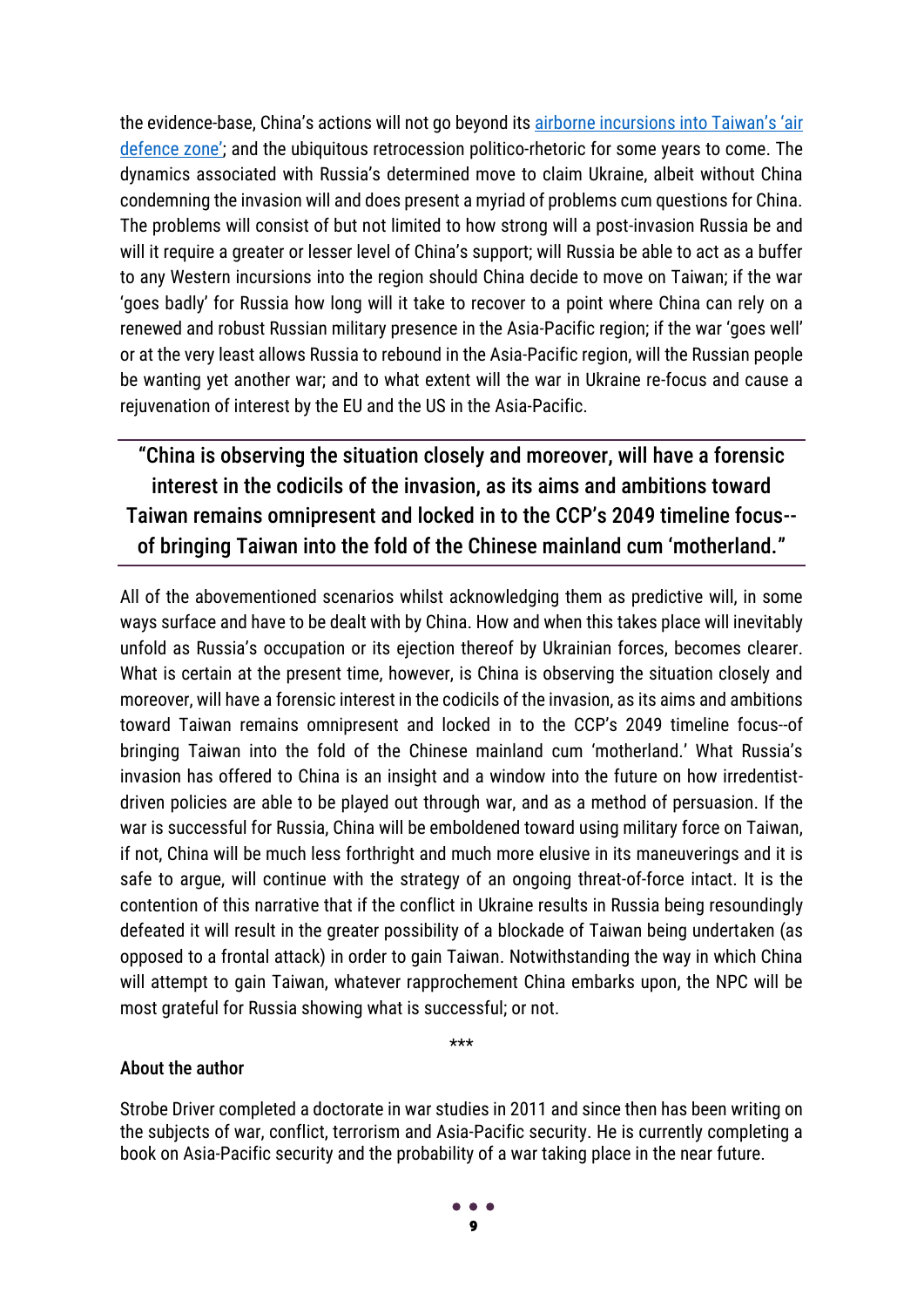the evidence-base, China's actions will not go beyond its [airborne incursions into Taiwan's 'air defence zone'](); and the ubiquitous retrocession politico-rhetoric for some years to come. The dynamics associated with Russia's determined move to claim Ukraine, albeit without China condemning the invasion will and does present a myriad of problems cum questions for China. The problems will consist of but not limited to how strong will a post-invasion Russia be and will it require a greater or lesser level of China's support; will Russia be able to act as a buffer to any Western incursions into the region should China decide to move on Taiwan; if the war 'goes badly' for Russia how long will it take to recover to a point where China can rely on a renewed and robust Russian military presence in the Asia-Pacific region; if the war 'goes well' or at the very least allows Russia to rebound in the Asia-Pacific region, will the Russian people be wanting yet another war; and to what extent will the war in Ukraine re-focus and cause a rejuvenation of interest by the EU and the US in the Asia-Pacific.

> **"China is observing the situation closely and moreover, will have a forensic interest in the codicils of the invasion, as its aims and ambitions toward Taiwan remains omnipresent and locked in to the CCP's 2049 timeline focus--of bringing Taiwan into the fold of the Chinese mainland cum 'motherland."**

All of the abovementioned scenarios whilst acknowledging them as predictive will, in some ways surface and have to be dealt with by China. How and when this takes place will inevitably unfold as Russia's occupation or its ejection thereof by Ukrainian forces, becomes clearer. What is certain at the present time, however, is China is observing the situation closely and moreover, will have a forensic interest in the codicils of the invasion, as its aims and ambitions toward Taiwan remains omnipresent and locked in to the CCP's 2049 timeline focus--of bringing Taiwan into the fold of the Chinese mainland cum 'motherland.' What Russia's invasion has offered to China is an insight and a window into the future on how irredentist-driven policies are able to be played out through war, and as a method of persuasion. If the war is successful for Russia, China will be emboldened toward using military force on Taiwan, if not, China will be much less forthright and much more elusive in its maneuverings and it is safe to argue, will continue with the strategy of an ongoing threat-of-force intact. It is the contention of this narrative that if the conflict in Ukraine results in Russia being resoundingly defeated it will result in the greater possibility of a blockade of Taiwan being undertaken (as opposed to a frontal attack) in order to gain Taiwan. Notwithstanding the way in which China will attempt to gain Taiwan, whatever rapprochement China embarks upon, the NPC will be most grateful for Russia showing what is successful; or not.

\*\*\*

**About the author**

Strobe Driver completed a doctorate in war studies in 2011 and since then has been writing on the subjects of war, conflict, terrorism and Asia-Pacific security. He is currently completing a book on Asia-Pacific security and the probability of a war taking place in the near future.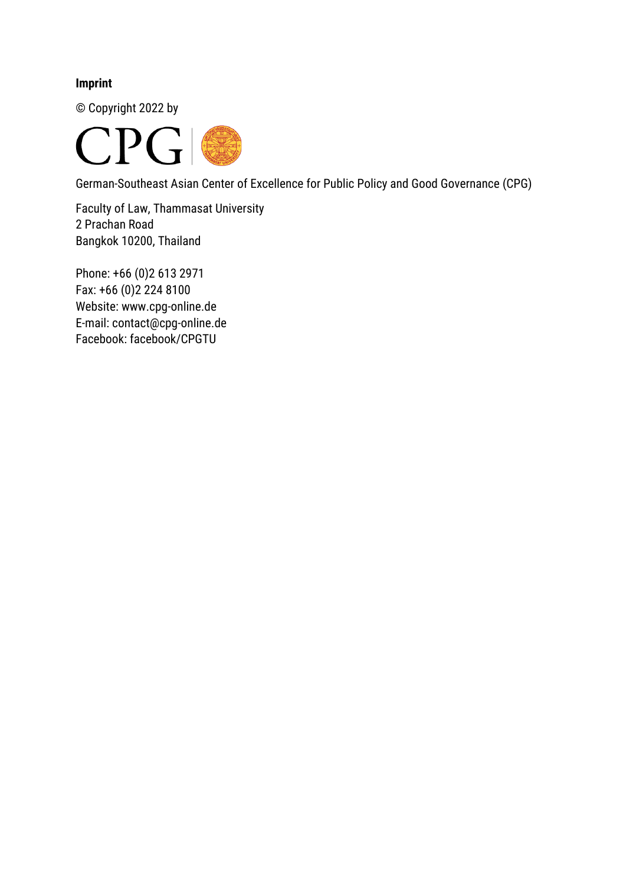**Imprint**

© Copyright 2022 by

CPG

German-Southeast Asian Center of Excellence for Public Policy and Good Governance (CPG)

Faculty of Law, Thammasat University
2 Prachan Road
Bangkok 10200, Thailand

Phone: +66 (0)2 613 2971
Fax: +66 (0)2 224 8100
Website: www.cpg-online.de
E-mail: contact@cpg-online.de
Facebook: facebook/CPGTU